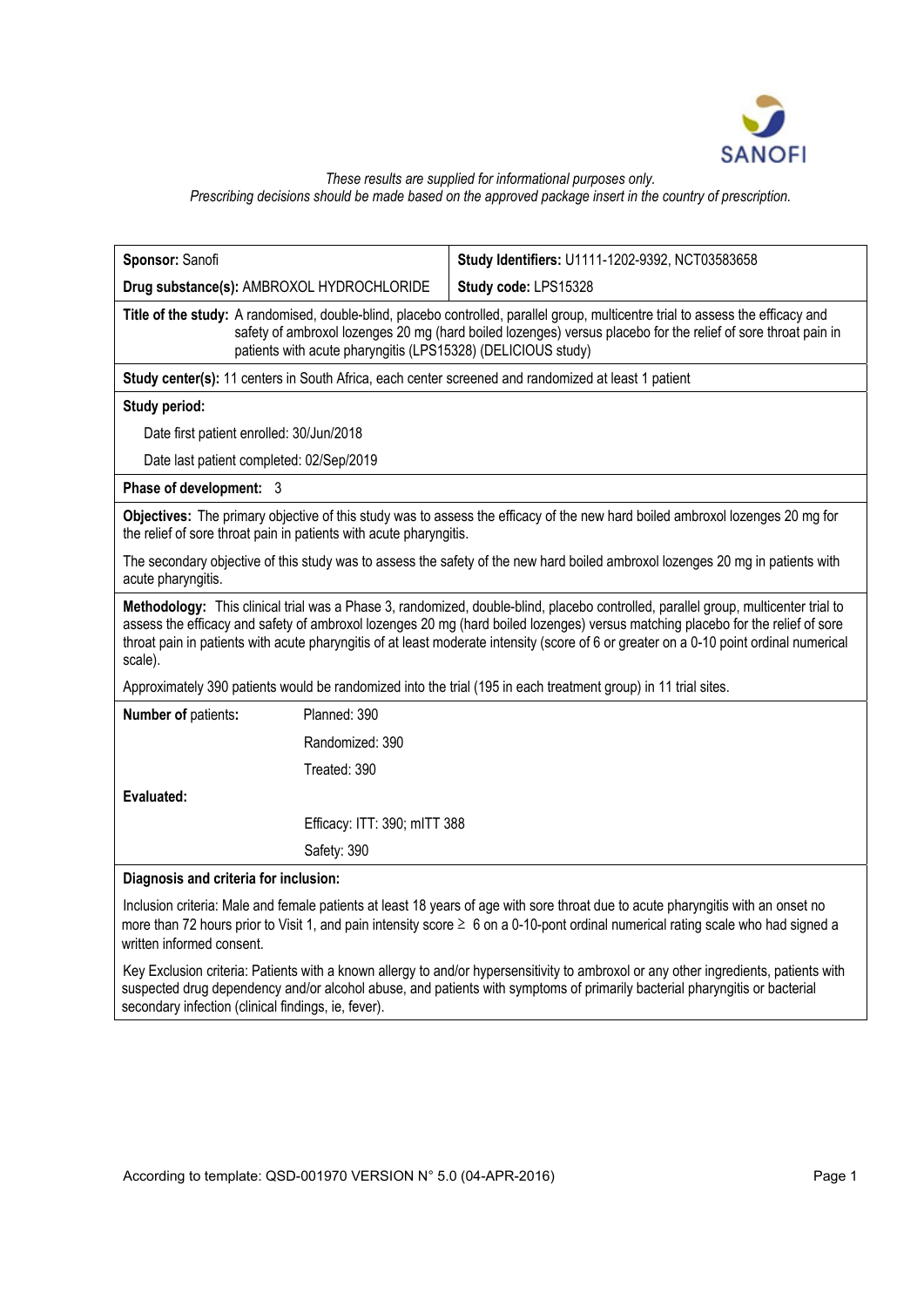*These results are supplied for informational purposes only.*
*Prescribing decisions should be made based on the approved package insert in the country of prescription.*

| | |
|---|---|
| **Sponsor:** Sanofi | **Study Identifiers:** U1111-1202-9392, NCT03583658 |
| **Drug substance(s):** AMBROXOL HYDROCHLORIDE | **Study code:** LPS15328 |

**Title of the study:** A randomised, double-blind, placebo controlled, parallel group, multicentre trial to assess the efficacy and safety of ambroxol lozenges 20 mg (hard boiled lozenges) versus placebo for the relief of sore throat pain in patients with acute pharyngitis (LPS15328) (DELICIOUS study)

**Study center(s):** 11 centers in South Africa, each center screened and randomized at least 1 patient

**Study period:**

Date first patient enrolled: 30/Jun/2018

Date last patient completed: 02/Sep/2019

**Phase of development:** 3

**Objectives:** The primary objective of this study was to assess the efficacy of the new hard boiled ambroxol lozenges 20 mg for the relief of sore throat pain in patients with acute pharyngitis.

The secondary objective of this study was to assess the safety of the new hard boiled ambroxol lozenges 20 mg in patients with acute pharyngitis.

**Methodology:** This clinical trial was a Phase 3, randomized, double-blind, placebo controlled, parallel group, multicenter trial to assess the efficacy and safety of ambroxol lozenges 20 mg (hard boiled lozenges) versus matching placebo for the relief of sore throat pain in patients with acute pharyngitis of at least moderate intensity (score of 6 or greater on a 0-10 point ordinal numerical scale).

Approximately 390 patients would be randomized into the trial (195 in each treatment group) in 11 trial sites.

| | |
|---|---|
| **Number of** patients**:** | Planned: 390 |
| | Randomized: 390 |
| | Treated: 390 |
| **Evaluated:** | |
| | Efficacy: ITT: 390; mITT 388 |
| | Safety: 390 |

**Diagnosis and criteria for inclusion:**

Inclusion criteria: Male and female patients at least 18 years of age with sore throat due to acute pharyngitis with an onset no more than 72 hours prior to Visit 1, and pain intensity score $\geq$ 6 on a 0-10-pont ordinal numerical rating scale who had signed a written informed consent.

Key Exclusion criteria: Patients with a known allergy to and/or hypersensitivity to ambroxol or any other ingredients, patients with suspected drug dependency and/or alcohol abuse, and patients with symptoms of primarily bacterial pharyngitis or bacterial secondary infection (clinical findings, ie, fever).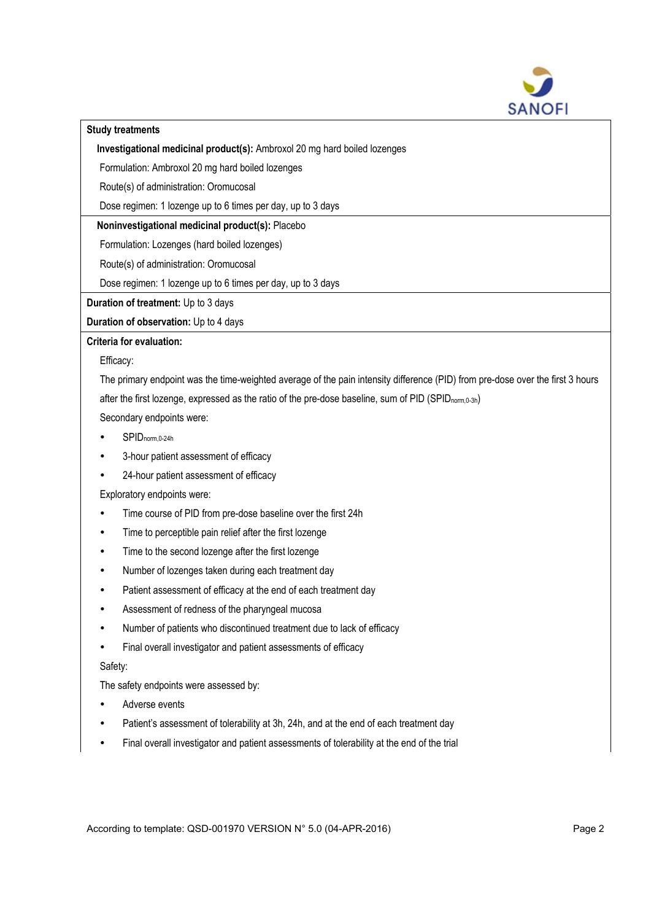**Study treatments**

**Investigational medicinal product(s):** Ambroxol 20 mg hard boiled lozenges

Formulation: Ambroxol 20 mg hard boiled lozenges

Route(s) of administration: Oromucosal

Dose regimen: 1 lozenge up to 6 times per day, up to 3 days

**Noninvestigational medicinal product(s):** Placebo

Formulation: Lozenges (hard boiled lozenges)

Route(s) of administration: Oromucosal

Dose regimen: 1 lozenge up to 6 times per day, up to 3 days

**Duration of treatment:** Up to 3 days

**Duration of observation:** Up to 4 days

**Criteria for evaluation:**

Efficacy:

The primary endpoint was the time-weighted average of the pain intensity difference (PID) from pre-dose over the first 3 hours after the first lozenge, expressed as the ratio of the pre-dose baseline, sum of PID ($SPID_{norm,0\text{-}3h}$)

Secondary endpoints were:

- $SPID_{norm,0\text{-}24h}$
- 3-hour patient assessment of efficacy
- 24-hour patient assessment of efficacy

Exploratory endpoints were:

- Time course of PID from pre-dose baseline over the first 24h
- Time to perceptible pain relief after the first lozenge
- Time to the second lozenge after the first lozenge
- Number of lozenges taken during each treatment day
- Patient assessment of efficacy at the end of each treatment day
- Assessment of redness of the pharyngeal mucosa
- Number of patients who discontinued treatment due to lack of efficacy
- Final overall investigator and patient assessments of efficacy

Safety:

The safety endpoints were assessed by:

- Adverse events
- Patient's assessment of tolerability at 3h, 24h, and at the end of each treatment day
- Final overall investigator and patient assessments of tolerability at the end of the trial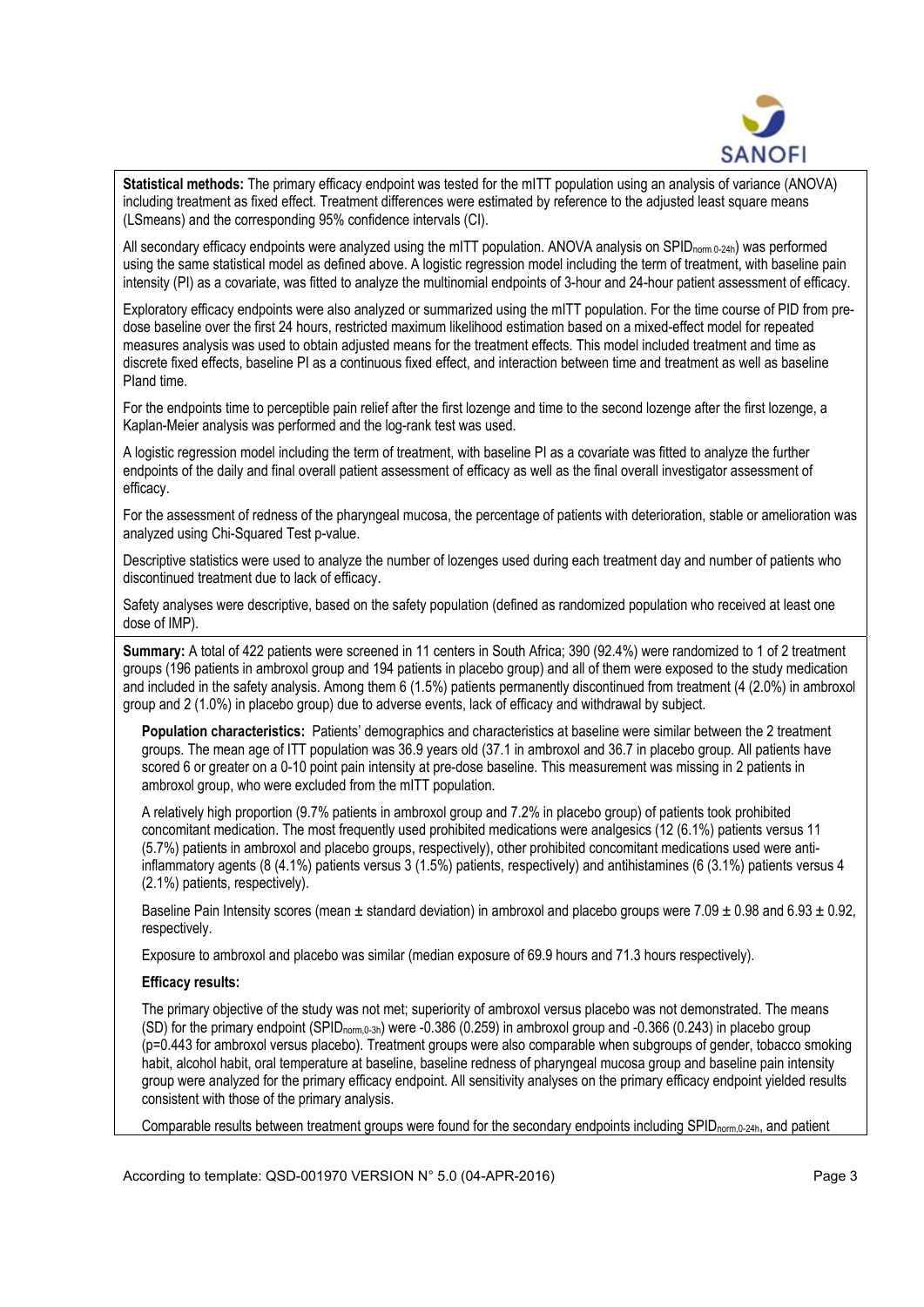**Statistical methods:** The primary efficacy endpoint was tested for the mITT population using an analysis of variance (ANOVA) including treatment as fixed effect. Treatment differences were estimated by reference to the adjusted least square means (LSmeans) and the corresponding 95% confidence intervals (CI).

All secondary efficacy endpoints were analyzed using the mITT population. ANOVA analysis on $SPID_{norm\ 0\text{-}24h}$) was performed using the same statistical model as defined above. A logistic regression model including the term of treatment, with baseline pain intensity (PI) as a covariate, was fitted to analyze the multinomial endpoints of 3-hour and 24-hour patient assessment of efficacy.

Exploratory efficacy endpoints were also analyzed or summarized using the mITT population. For the time course of PID from pre-dose baseline over the first 24 hours, restricted maximum likelihood estimation based on a mixed-effect model for repeated measures analysis was used to obtain adjusted means for the treatment effects. This model included treatment and time as discrete fixed effects, baseline PI as a continuous fixed effect, and interaction between time and treatment as well as baseline PIand time.

For the endpoints time to perceptible pain relief after the first lozenge and time to the second lozenge after the first lozenge, a Kaplan-Meier analysis was performed and the log-rank test was used.

A logistic regression model including the term of treatment, with baseline PI as a covariate was fitted to analyze the further endpoints of the daily and final overall patient assessment of efficacy as well as the final overall investigator assessment of efficacy.

For the assessment of redness of the pharyngeal mucosa, the percentage of patients with deterioration, stable or amelioration was analyzed using Chi-Squared Test p-value.

Descriptive statistics were used to analyze the number of lozenges used during each treatment day and number of patients who discontinued treatment due to lack of efficacy.

Safety analyses were descriptive, based on the safety population (defined as randomized population who received at least one dose of IMP).

**Summary:** A total of 422 patients were screened in 11 centers in South Africa; 390 (92.4%) were randomized to 1 of 2 treatment groups (196 patients in ambroxol group and 194 patients in placebo group) and all of them were exposed to the study medication and included in the safety analysis. Among them 6 (1.5%) patients permanently discontinued from treatment (4 (2.0%) in ambroxol group and 2 (1.0%) in placebo group) due to adverse events, lack of efficacy and withdrawal by subject.

**Population characteristics:** Patients' demographics and characteristics at baseline were similar between the 2 treatment groups. The mean age of ITT population was 36.9 years old (37.1 in ambroxol and 36.7 in placebo group. All patients have scored 6 or greater on a 0-10 point pain intensity at pre-dose baseline. This measurement was missing in 2 patients in ambroxol group, who were excluded from the mITT population.

A relatively high proportion (9.7% patients in ambroxol group and 7.2% in placebo group) of patients took prohibited concomitant medication. The most frequently used prohibited medications were analgesics (12 (6.1%) patients versus 11 (5.7%) patients in ambroxol and placebo groups, respectively), other prohibited concomitant medications used were anti-inflammatory agents (8 (4.1%) patients versus 3 (1.5%) patients, respectively) and antihistamines (6 (3.1%) patients versus 4 (2.1%) patients, respectively).

Baseline Pain Intensity scores (mean ± standard deviation) in ambroxol and placebo groups were 7.09 ± 0.98 and 6.93 ± 0.92, respectively.

Exposure to ambroxol and placebo was similar (median exposure of 69.9 hours and 71.3 hours respectively).

**Efficacy results:**

The primary objective of the study was not met; superiority of ambroxol versus placebo was not demonstrated. The means (SD) for the primary endpoint ($SPID_{norm,0\text{-}3h}$) were -0.386 (0.259) in ambroxol group and -0.366 (0.243) in placebo group (p=0.443 for ambroxol versus placebo). Treatment groups were also comparable when subgroups of gender, tobacco smoking habit, alcohol habit, oral temperature at baseline, baseline redness of pharyngeal mucosa group and baseline pain intensity group were analyzed for the primary efficacy endpoint. All sensitivity analyses on the primary efficacy endpoint yielded results consistent with those of the primary analysis.

Comparable results between treatment groups were found for the secondary endpoints including $SPID_{norm,0\text{-}24h}$, and patient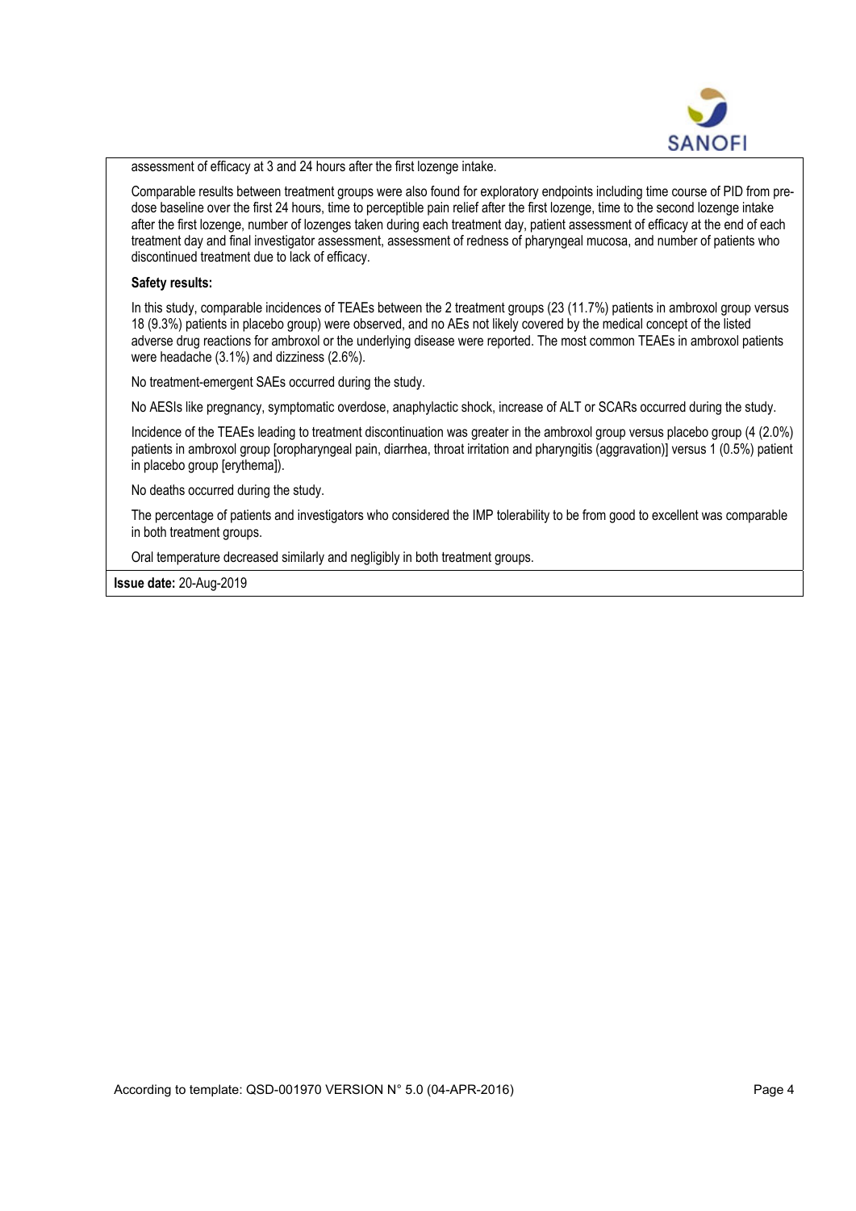assessment of efficacy at 3 and 24 hours after the first lozenge intake.

Comparable results between treatment groups were also found for exploratory endpoints including time course of PID from pre-dose baseline over the first 24 hours, time to perceptible pain relief after the first lozenge, time to the second lozenge intake after the first lozenge, number of lozenges taken during each treatment day, patient assessment of efficacy at the end of each treatment day and final investigator assessment, assessment of redness of pharyngeal mucosa, and number of patients who discontinued treatment due to lack of efficacy.

**Safety results:**

In this study, comparable incidences of TEAEs between the 2 treatment groups (23 (11.7%) patients in ambroxol group versus 18 (9.3%) patients in placebo group) were observed, and no AEs not likely covered by the medical concept of the listed adverse drug reactions for ambroxol or the underlying disease were reported. The most common TEAEs in ambroxol patients were headache (3.1%) and dizziness (2.6%).

No treatment-emergent SAEs occurred during the study.

No AESIs like pregnancy, symptomatic overdose, anaphylactic shock, increase of ALT or SCARs occurred during the study.

Incidence of the TEAEs leading to treatment discontinuation was greater in the ambroxol group versus placebo group (4 (2.0%) patients in ambroxol group [oropharyngeal pain, diarrhea, throat irritation and pharyngitis (aggravation)] versus 1 (0.5%) patient in placebo group [erythema]).

No deaths occurred during the study.

The percentage of patients and investigators who considered the IMP tolerability to be from good to excellent was comparable in both treatment groups.

Oral temperature decreased similarly and negligibly in both treatment groups.

**Issue date:** 20-Aug-2019